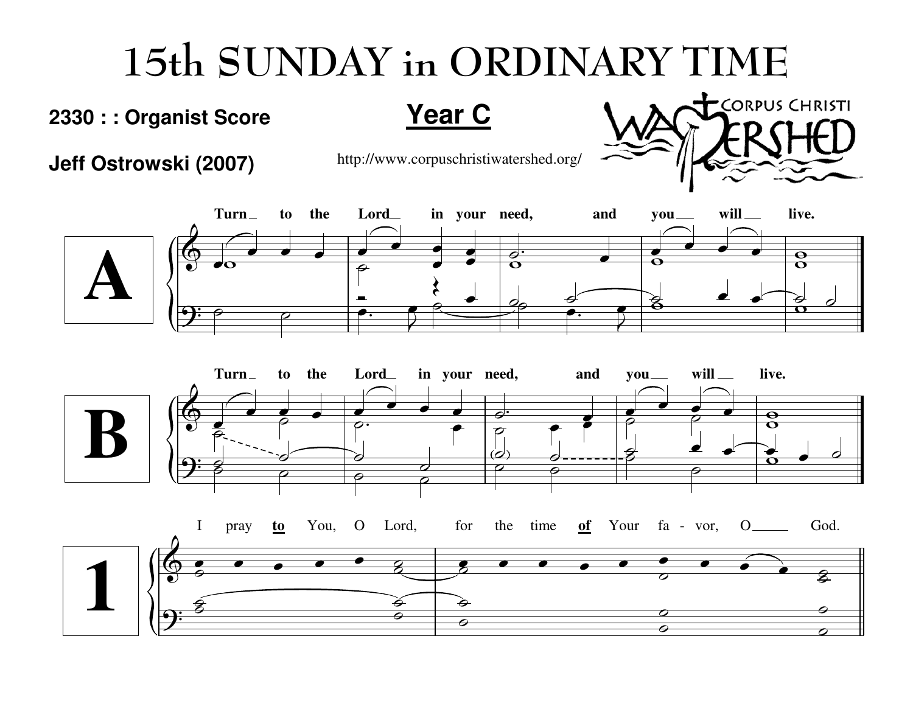# 15th SUNDAY in ORDINARY TIME

**2330 : : Organist Score**

**Year C**

**Jeff Ostrowski (2007)**

http://www.corpuschristiwatershed.org/

CORPUS CHRISTI WATERSHED

**A**

**Turn to the Lord in your need, and you will live.**

**B**

**Turn to the Lord in your need, and you will live.**

**1**

I pray **to** You, O Lord, for the time **of** Your fa - vor, O God.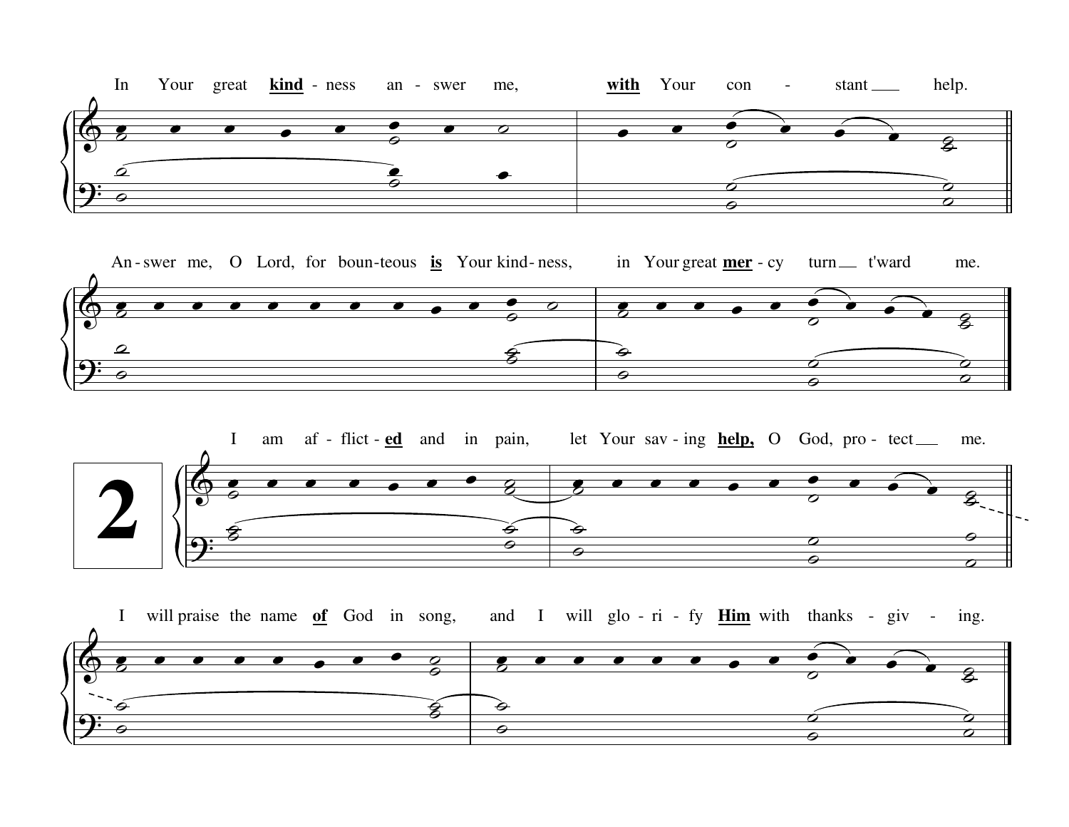In Your great **kind** - ness an - swer me, **with** Your con - stant ___ help.

An - swer me, O Lord, for boun - teous **is** Your kind - ness, in Your great **mer** - cy turn ___ t'ward me.

# 2

I am af - flict - **ed** and in pain, let Your sav - ing **help,** O God, pro - tect ___ me.

I will praise the name **of** God in song, and I will glo - ri - fy **Him** with thanks - giv - ing.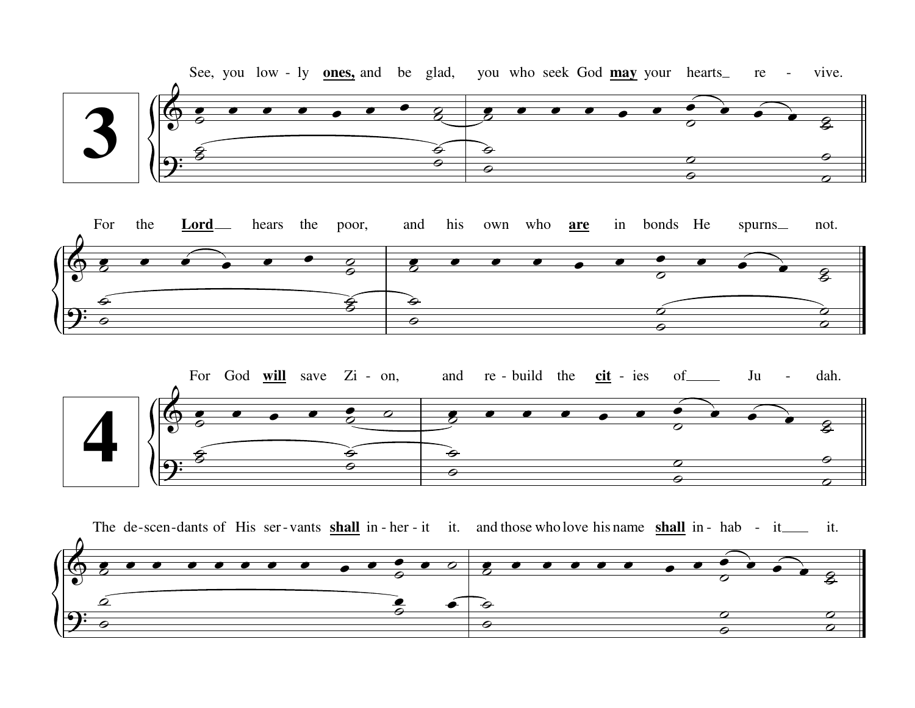**3**

See, you low - ly **ones,** and be glad, you who seek God **may** your hearts_ re - vive.

For the **Lord**__ hears the poor, and his own who **are** in bonds He spurns__ not.

**4**

For God **will** save Zi - on, and re - build the **cit** - ies of____ Ju - dah.

The de-scen-dants of His ser - vants **shall** in - her - it it. and those who love his name **shall** in - hab - it____ it.